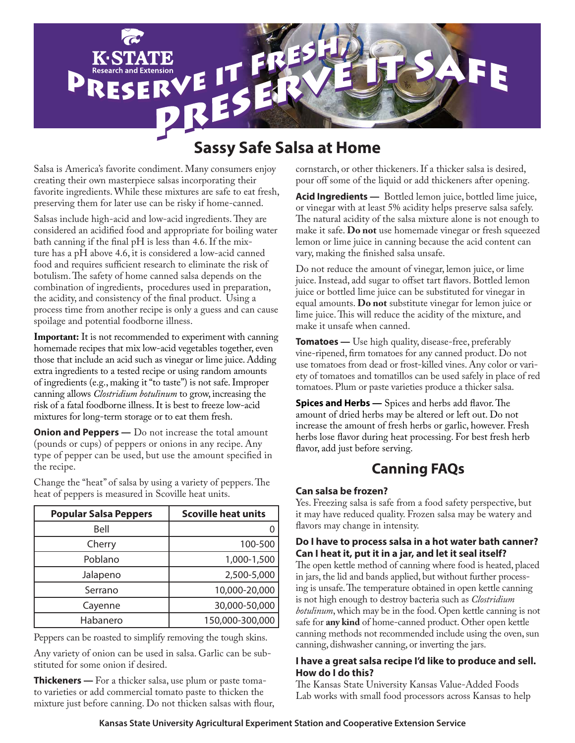# Preserve it Fresh, Preserve it Safe

## Sassy Safe Salsa at Home

Salsa is America's favorite condiment. Many consumers enjoy creating their own masterpiece salsas incorporating their favorite ingredients. While these mixtures are safe to eat fresh, preserving them for later use can be risky if home-canned.

Salsas include high-acid and low-acid ingredients. They are considered an acidified food and appropriate for boiling water bath canning if the final pH is less than 4.6. If the mixture has a pH above 4.6, it is considered a low-acid canned food and requires sufficient research to eliminate the risk of botulism. The safety of home canned salsa depends on the combination of ingredients, procedures used in preparation, the acidity, and consistency of the final product. Using a process time from another recipe is only a guess and can cause spoilage and potential foodborne illness.

**Important:** It is not recommended to experiment with canning homemade recipes that mix low-acid vegetables together, even those that include an acid such as vinegar or lime juice. Adding extra ingredients to a tested recipe or using random amounts of ingredients (e.g., making it "to taste") is not safe. Improper canning allows *Clostridium botulinum* to grow, increasing the risk of a fatal foodborne illness. It is best to freeze low-acid mixtures for long-term storage or to eat them fresh.

**Onion and Peppers —** Do not increase the total amount (pounds or cups) of peppers or onions in any recipe. Any type of pepper can be used, but use the amount specified in the recipe.

Change the "heat" of salsa by using a variety of peppers. The heat of peppers is measured in Scoville heat units.

| Popular Salsa Peppers | Scoville heat units |
|---|---|
| Bell | 0 |
| Cherry | 100-500 |
| Poblano | 1,000-1,500 |
| Jalapeno | 2,500-5,000 |
| Serrano | 10,000-20,000 |
| Cayenne | 30,000-50,000 |
| Habanero | 150,000-300,000 |

Peppers can be roasted to simplify removing the tough skins.

Any variety of onion can be used in salsa. Garlic can be substituted for some onion if desired.

**Thickeners —** For a thicker salsa, use plum or paste tomato varieties or add commercial tomato paste to thicken the mixture just before canning. Do not thicken salsas with flour, cornstarch, or other thickeners. If a thicker salsa is desired, pour off some of the liquid or add thickeners after opening.

**Acid Ingredients —** Bottled lemon juice, bottled lime juice, or vinegar with at least 5% acidity helps preserve salsa safely. The natural acidity of the salsa mixture alone is not enough to make it safe. **Do not** use homemade vinegar or fresh squeezed lemon or lime juice in canning because the acid content can vary, making the finished salsa unsafe.

Do not reduce the amount of vinegar, lemon juice, or lime juice. Instead, add sugar to offset tart flavors. Bottled lemon juice or bottled lime juice can be substituted for vinegar in equal amounts. **Do not** substitute vinegar for lemon juice or lime juice. This will reduce the acidity of the mixture, and make it unsafe when canned.

**Tomatoes —** Use high quality, disease-free, preferably vine-ripened, firm tomatoes for any canned product. Do not use tomatoes from dead or frost-killed vines. Any color or variety of tomatoes and tomatillos can be used safely in place of red tomatoes. Plum or paste varieties produce a thicker salsa.

**Spices and Herbs —** Spices and herbs add flavor. The amount of dried herbs may be altered or left out. Do not increase the amount of fresh herbs or garlic, however. Fresh herbs lose flavor during heat processing. For best fresh herb flavor, add just before serving.

## Canning FAQs

### Can salsa be frozen?

Yes. Freezing salsa is safe from a food safety perspective, but it may have reduced quality. Frozen salsa may be watery and flavors may change in intensity.

### Do I have to process salsa in a hot water bath canner? Can I heat it, put it in a jar, and let it seal itself?

The open kettle method of canning where food is heated, placed in jars, the lid and bands applied, but without further processing is unsafe. The temperature obtained in open kettle canning is not high enough to destroy bacteria such as *Clostridium botulinum*, which may be in the food. Open kettle canning is not safe for **any kind** of home-canned product. Other open kettle canning methods not recommended include using the oven, sun canning, dishwasher canning, or inverting the jars.

### I have a great salsa recipe I'd like to produce and sell. How do I do this?

The Kansas State University Kansas Value-Added Foods Lab works with small food processors across Kansas to help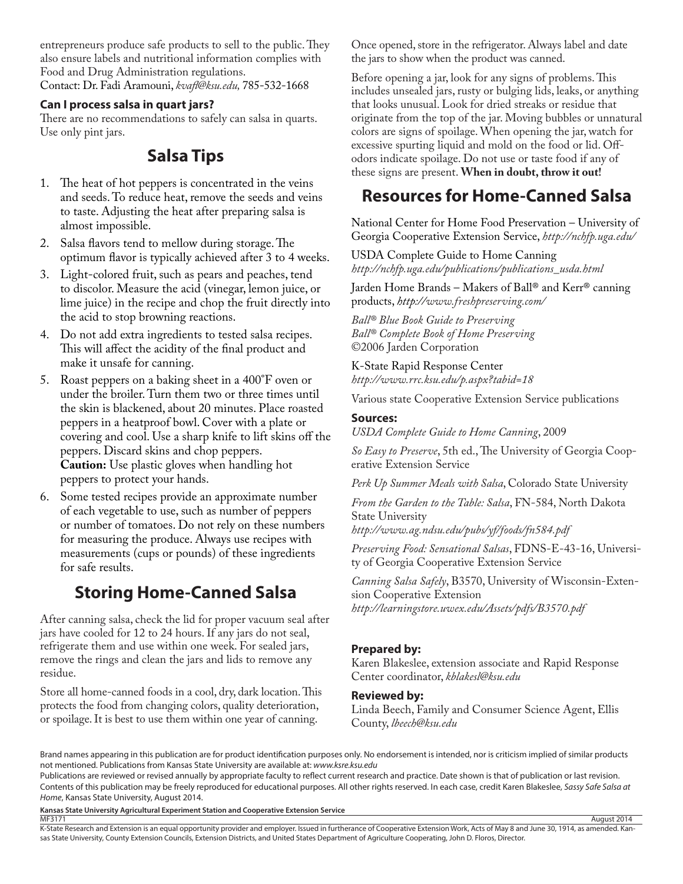entrepreneurs produce safe products to sell to the public. They also ensure labels and nutritional information complies with Food and Drug Administration regulations.
Contact: Dr. Fadi Aramouni, *kvafl@ksu.edu,* 785-532-1668

**Can I process salsa in quart jars?**
There are no recommendations to safely can salsa in quarts. Use only pint jars.

## Salsa Tips

1. The heat of hot peppers is concentrated in the veins and seeds. To reduce heat, remove the seeds and veins to taste. Adjusting the heat after preparing salsa is almost impossible.
2. Salsa flavors tend to mellow during storage. The optimum flavor is typically achieved after 3 to 4 weeks.
3. Light-colored fruit, such as pears and peaches, tend to discolor. Measure the acid (vinegar, lemon juice, or lime juice) in the recipe and chop the fruit directly into the acid to stop browning reactions.
4. Do not add extra ingredients to tested salsa recipes. This will affect the acidity of the final product and make it unsafe for canning.
5. Roast peppers on a baking sheet in a 400°F oven or under the broiler. Turn them two or three times until the skin is blackened, about 20 minutes. Place roasted peppers in a heatproof bowl. Cover with a plate or covering and cool. Use a sharp knife to lift skins off the peppers. Discard skins and chop peppers.
   **Caution:** Use plastic gloves when handling hot peppers to protect your hands.
6. Some tested recipes provide an approximate number of each vegetable to use, such as number of peppers or number of tomatoes. Do not rely on these numbers for measuring the produce. Always use recipes with measurements (cups or pounds) of these ingredients for safe results.

## Storing Home-Canned Salsa

After canning salsa, check the lid for proper vacuum seal after jars have cooled for 12 to 24 hours. If any jars do not seal, refrigerate them and use within one week. For sealed jars, remove the rings and clean the jars and lids to remove any residue.

Store all home-canned foods in a cool, dry, dark location. This protects the food from changing colors, quality deterioration, or spoilage. It is best to use them within one year of canning. Once opened, store in the refrigerator. Always label and date the jars to show when the product was canned.

Before opening a jar, look for any signs of problems. This includes unsealed jars, rusty or bulging lids, leaks, or anything that looks unusual. Look for dried streaks or residue that originate from the top of the jar. Moving bubbles or unnatural colors are signs of spoilage. When opening the jar, watch for excessive spurting liquid and mold on the food or lid. Off-odors indicate spoilage. Do not use or taste food if any of these signs are present. **When in doubt, throw it out!**

## Resources for Home-Canned Salsa

National Center for Home Food Preservation – University of Georgia Cooperative Extension Service, *http://nchfp.uga.edu/*

USDA Complete Guide to Home Canning
*http://nchfp.uga.edu/publications/publications_usda.html*

Jarden Home Brands – Makers of Ball® and Kerr® canning products, *http://www.freshpreserving.com/*

*Ball® Blue Book Guide to Preserving*
*Ball® Complete Book of Home Preserving*
©2006 Jarden Corporation

K-State Rapid Response Center
*http://www.rrc.ksu.edu/p.aspx?tabid=18*

Various state Cooperative Extension Service publications

**Sources:**

*USDA Complete Guide to Home Canning*, 2009

*So Easy to Preserve*, 5th ed., The University of Georgia Cooperative Extension Service

*Perk Up Summer Meals with Salsa*, Colorado State University

*From the Garden to the Table: Salsa*, FN-584, North Dakota State University
*http://www.ag.ndsu.edu/pubs/yf/foods/fn584.pdf*

*Preserving Food: Sensational Salsas*, FDNS-E-43-16, University of Georgia Cooperative Extension Service

*Canning Salsa Safely*, B3570, University of Wisconsin-Extension Cooperative Extension
*http://learningstore.uwex.edu/Assets/pdfs/B3570.pdf*

**Prepared by:**
Karen Blakeslee, extension associate and Rapid Response Center coordinator, *kblakesl@ksu.edu*

**Reviewed by:**
Linda Beech, Family and Consumer Science Agent, Ellis County, *lbeech@ksu.edu*

Brand names appearing in this publication are for product identification purposes only. No endorsement is intended, nor is criticism implied of similar products not mentioned. Publications from Kansas State University are available at: *www.ksre.ksu.edu*

Publications are reviewed or revised annually by appropriate faculty to reflect current research and practice. Date shown is that of publication or last revision. Contents of this publication may be freely reproduced for educational purposes. All other rights reserved. In each case, credit Karen Blakeslee, *Sassy Safe Salsa at Home*, Kansas State University, August 2014.

**Kansas State University Agricultural Experiment Station and Cooperative Extension Service**

MF3171 August 2014

K-State Research and Extension is an equal opportunity provider and employer. Issued in furtherance of Cooperative Extension Work, Acts of May 8 and June 30, 1914, as amended. Kansas State University, County Extension Councils, Extension Districts, and United States Department of Agriculture Cooperating, John D. Floros, Director.